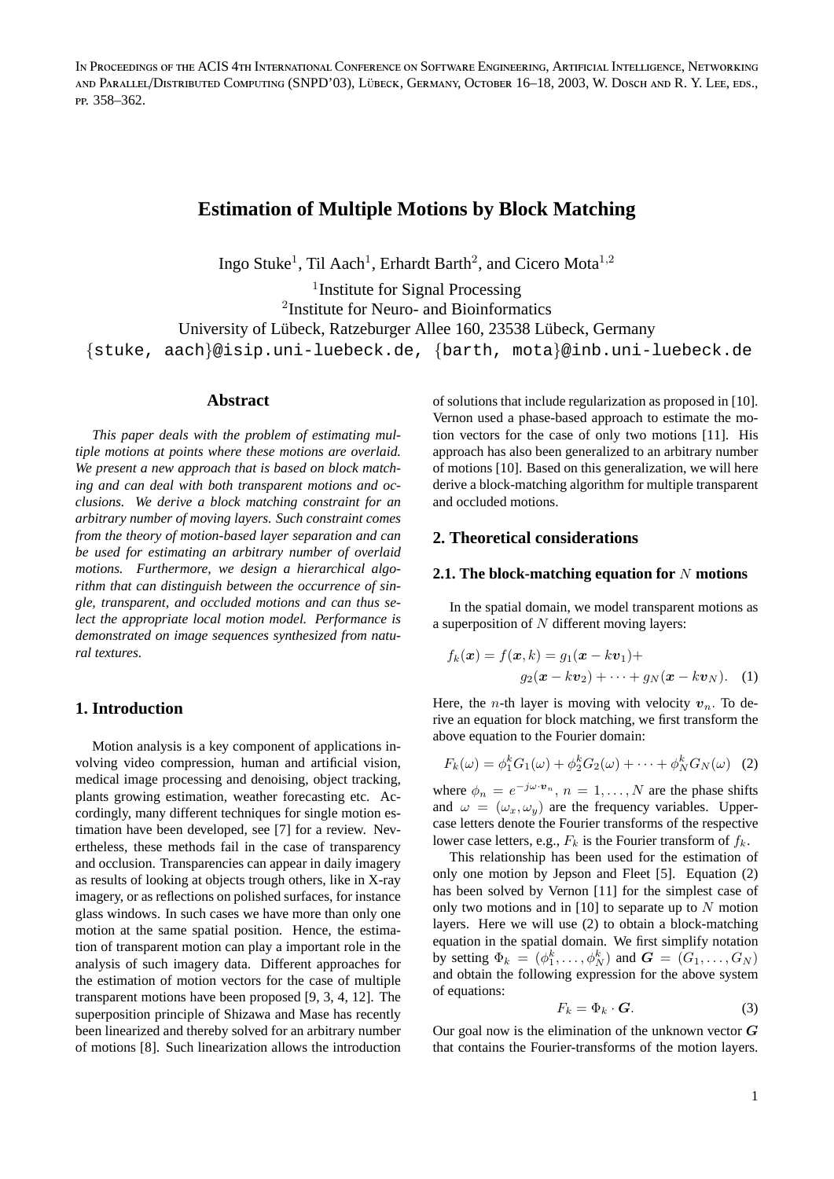In Proceedings of the ACIS 4th International Conference on Software Engineering, Artificial Intelligence, Networking and Parallel/Distributed Computing (SNPD'03), Lübeck, Germany, October 16–18, 2003, W. Dosch and R. Y. Lee, eds., pp. 358–362.

# Estimation of Multiple Motions by Block Matching

Ingo Stuke[1], Til Aach[1], Erhardt Barth[2], and Cicero Mota[1,2]

[1]Institute for Signal Processing
[2]Institute for Neuro- and Bioinformatics
University of Lübeck, Ratzeburger Allee 160, 23538 Lübeck, Germany
{stuke, aach}@isip.uni-luebeck.de, {barth, mota}@inb.uni-luebeck.de

### Abstract

*This paper deals with the problem of estimating multiple motions at points where these motions are overlaid. We present a new approach that is based on block matching and can deal with both transparent motions and occlusions. We derive a block matching constraint for an arbitrary number of moving layers. Such constraint comes from the theory of motion-based layer separation and can be used for estimating an arbitrary number of overlaid motions. Furthermore, we design a hierarchical algorithm that can distinguish between the occurrence of single, transparent, and occluded motions and can thus select the appropriate local motion model. Performance is demonstrated on image sequences synthesized from natural textures.*

## 1. Introduction

Motion analysis is a key component of applications involving video compression, human and artificial vision, medical image processing and denoising, object tracking, plants growing estimation, weather forecasting etc. Accordingly, many different techniques for single motion estimation have been developed, see [7] for a review. Nevertheless, these methods fail in the case of transparency and occlusion. Transparencies can appear in daily imagery as results of looking at objects trough others, like in X-ray imagery, or as reflections on polished surfaces, for instance glass windows. In such cases we have more than only one motion at the same spatial position. Hence, the estimation of transparent motion can play a important role in the analysis of such imagery data. Different approaches for the estimation of motion vectors for the case of multiple transparent motions have been proposed [9, 3, 4, 12]. The superposition principle of Shizawa and Mase has recently been linearized and thereby solved for an arbitrary number of motions [8]. Such linearization allows the introduction of solutions that include regularization as proposed in [10]. Vernon used a phase-based approach to estimate the motion vectors for the case of only two motions [11]. His approach has also been generalized to an arbitrary number of motions [10]. Based on this generalization, we will here derive a block-matching algorithm for multiple transparent and occluded motions.

## 2. Theoretical considerations

### 2.1. The block-matching equation for $N$ motions

In the spatial domain, we model transparent motions as a superposition of $N$ different moving layers:

$$f_k(\boldsymbol{x}) = f(\boldsymbol{x}, k) = g_1(\boldsymbol{x} - k\boldsymbol{v}_1) + g_2(\boldsymbol{x} - k\boldsymbol{v}_2) + \cdots + g_N(\boldsymbol{x} - k\boldsymbol{v}_N). \quad (1)$$

Here, the $n$-th layer is moving with velocity $\boldsymbol{v}_n$. To derive an equation for block matching, we first transform the above equation to the Fourier domain:

$$F_k(\omega) = \phi_1^k G_1(\omega) + \phi_2^k G_2(\omega) + \cdots + \phi_N^k G_N(\omega) \quad (2)$$

where $\phi_n = e^{-j\omega \cdot \boldsymbol{v}_n}$, $n = 1, \ldots, N$ are the phase shifts and $\omega = (\omega_x, \omega_y)$ are the frequency variables. Uppercase letters denote the Fourier transforms of the respective lower case letters, e.g., $F_k$ is the Fourier transform of $f_k$.

This relationship has been used for the estimation of only one motion by Jepson and Fleet [5]. Equation (2) has been solved by Vernon [11] for the simplest case of only two motions and in [10] to separate up to $N$ motion layers. Here we will use (2) to obtain a block-matching equation in the spatial domain. We first simplify notation by setting $\Phi_k = (\phi_1^k, \ldots, \phi_N^k)$ and $\boldsymbol{G} = (G_1, \ldots, G_N)$ and obtain the following expression for the above system of equations:

$$F_k = \Phi_k \cdot \boldsymbol{G}. \quad (3)$$

Our goal now is the elimination of the unknown vector $\boldsymbol{G}$ that contains the Fourier-transforms of the motion layers.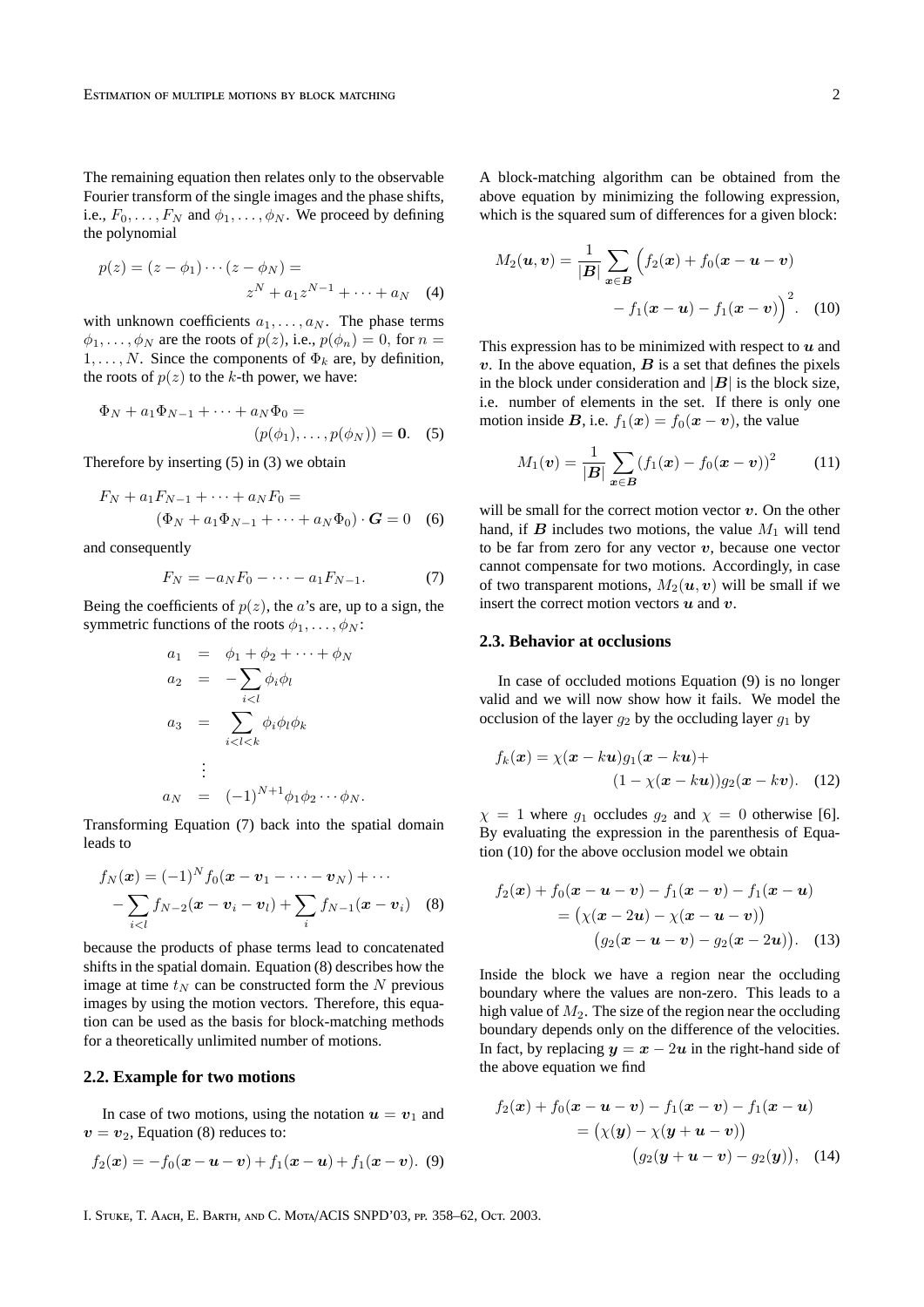The remaining equation then relates only to the observable Fourier transform of the single images and the phase shifts, i.e., $F_0, \ldots, F_N$ and $\phi_1, \ldots, \phi_N$. We proceed by defining the polynomial

$$p(z) = (z - \phi_1) \cdots (z - \phi_N) = z^N + a_1 z^{N-1} + \cdots + a_N \quad (4)$$

with unknown coefficients $a_1, \ldots, a_N$. The phase terms $\phi_1, \ldots, \phi_N$ are the roots of $p(z)$, i.e., $p(\phi_n) = 0$, for $n = 1, \ldots, N$. Since the components of $\Phi_k$ are, by definition, the roots of $p(z)$ to the $k$-th power, we have:

$$\Phi_N + a_1 \Phi_{N-1} + \cdots + a_N \Phi_0 = (p(\phi_1), \ldots, p(\phi_N)) = \mathbf{0}. \quad (5)$$

Therefore by inserting (5) in (3) we obtain

$$F_N + a_1 F_{N-1} + \cdots + a_N F_0 = (\Phi_N + a_1 \Phi_{N-1} + \cdots + a_N \Phi_0) \cdot \boldsymbol{G} = 0 \quad (6)$$

and consequently

$$F_N = -a_N F_0 - \cdots - a_1 F_{N-1}. \quad (7)$$

Being the coefficients of $p(z)$, the $a$'s are, up to a sign, the symmetric functions of the roots $\phi_1, \ldots, \phi_N$:

$$\begin{aligned}
a_1 &= \phi_1 + \phi_2 + \cdots + \phi_N \\
a_2 &= -\sum_{i<l} \phi_i \phi_l \\
a_3 &= \sum_{i<l<k} \phi_i \phi_l \phi_k \\
&\vdots \\
a_N &= (-1)^{N+1} \phi_1 \phi_2 \cdots \phi_N.
\end{aligned}$$

Transforming Equation (7) back into the spatial domain leads to

$$f_N(\boldsymbol{x}) = (-1)^N f_0(\boldsymbol{x} - \boldsymbol{v}_1 - \cdots - \boldsymbol{v}_N) + \cdots - \sum_{i<l} f_{N-2}(\boldsymbol{x} - \boldsymbol{v}_i - \boldsymbol{v}_l) + \sum_i f_{N-1}(\boldsymbol{x} - \boldsymbol{v}_i) \quad (8)$$

because the products of phase terms lead to concatenated shifts in the spatial domain. Equation (8) describes how the image at time $t_N$ can be constructed form the $N$ previous images by using the motion vectors. Therefore, this equation can be used as the basis for block-matching methods for a theoretically unlimited number of motions.

### 2.2. Example for two motions

In case of two motions, using the notation $\boldsymbol{u} = \boldsymbol{v}_1$ and $\boldsymbol{v} = \boldsymbol{v}_2$, Equation (8) reduces to:

$$f_2(\boldsymbol{x}) = -f_0(\boldsymbol{x} - \boldsymbol{u} - \boldsymbol{v}) + f_1(\boldsymbol{x} - \boldsymbol{u}) + f_1(\boldsymbol{x} - \boldsymbol{v}). \quad (9)$$

A block-matching algorithm can be obtained from the above equation by minimizing the following expression, which is the squared sum of differences for a given block:

$$M_2(\boldsymbol{u}, \boldsymbol{v}) = \frac{1}{|\boldsymbol{B}|} \sum_{\boldsymbol{x} \in \boldsymbol{B}} \Big( f_2(\boldsymbol{x}) + f_0(\boldsymbol{x} - \boldsymbol{u} - \boldsymbol{v}) - f_1(\boldsymbol{x} - \boldsymbol{u}) - f_1(\boldsymbol{x} - \boldsymbol{v}) \Big)^2. \quad (10)$$

This expression has to be minimized with respect to $\boldsymbol{u}$ and $\boldsymbol{v}$. In the above equation, $\boldsymbol{B}$ is a set that defines the pixels in the block under consideration and $|\boldsymbol{B}|$ is the block size, i.e. number of elements in the set. If there is only one motion inside $\boldsymbol{B}$, i.e. $f_1(\boldsymbol{x}) = f_0(\boldsymbol{x} - \boldsymbol{v})$, the value

$$M_1(\boldsymbol{v}) = \frac{1}{|\boldsymbol{B}|} \sum_{\boldsymbol{x} \in \boldsymbol{B}} (f_1(\boldsymbol{x}) - f_0(\boldsymbol{x} - \boldsymbol{v}))^2 \quad (11)$$

will be small for the correct motion vector $\boldsymbol{v}$. On the other hand, if $\boldsymbol{B}$ includes two motions, the value $M_1$ will tend to be far from zero for any vector $\boldsymbol{v}$, because one vector cannot compensate for two motions. Accordingly, in case of two transparent motions, $M_2(\boldsymbol{u}, \boldsymbol{v})$ will be small if we insert the correct motion vectors $\boldsymbol{u}$ and $\boldsymbol{v}$.

### 2.3. Behavior at occlusions

In case of occluded motions Equation (9) is no longer valid and we will now show how it fails. We model the occlusion of the layer $g_2$ by the occluding layer $g_1$ by

$$f_k(\boldsymbol{x}) = \chi(\boldsymbol{x} - k\boldsymbol{u}) g_1(\boldsymbol{x} - k\boldsymbol{u}) + (1 - \chi(\boldsymbol{x} - k\boldsymbol{u})) g_2(\boldsymbol{x} - k\boldsymbol{v}). \quad (12)$$

$\chi = 1$ where $g_1$ occludes $g_2$ and $\chi = 0$ otherwise [6]. By evaluating the expression in the parenthesis of Equation (10) for the above occlusion model we obtain

$$\begin{aligned}
f_2(\boldsymbol{x}) + f_0(\boldsymbol{x} - \boldsymbol{u} - \boldsymbol{v}) - f_1(\boldsymbol{x} - \boldsymbol{v}) - f_1(\boldsymbol{x} - \boldsymbol{u}) \\
= \big(\chi(\boldsymbol{x} - 2\boldsymbol{u}) - \chi(\boldsymbol{x} - \boldsymbol{u} - \boldsymbol{v})\big) \\
\big(g_2(\boldsymbol{x} - \boldsymbol{u} - \boldsymbol{v}) - g_2(\boldsymbol{x} - 2\boldsymbol{u})\big). \quad (13)
\end{aligned}$$

Inside the block we have a region near the occluding boundary where the values are non-zero. This leads to a high value of $M_2$. The size of the region near the occluding boundary depends only on the difference of the velocities. In fact, by replacing $\boldsymbol{y} = \boldsymbol{x} - 2\boldsymbol{u}$ in the right-hand side of the above equation we find

$$\begin{aligned}
f_2(\boldsymbol{x}) + f_0(\boldsymbol{x} - \boldsymbol{u} - \boldsymbol{v}) - f_1(\boldsymbol{x} - \boldsymbol{v}) - f_1(\boldsymbol{x} - \boldsymbol{u}) \\
= \big(\chi(\boldsymbol{y}) - \chi(\boldsymbol{y} + \boldsymbol{u} - \boldsymbol{v})\big) \\
\big(g_2(\boldsymbol{y} + \boldsymbol{u} - \boldsymbol{v}) - g_2(\boldsymbol{y})\big), \quad (14)
\end{aligned}$$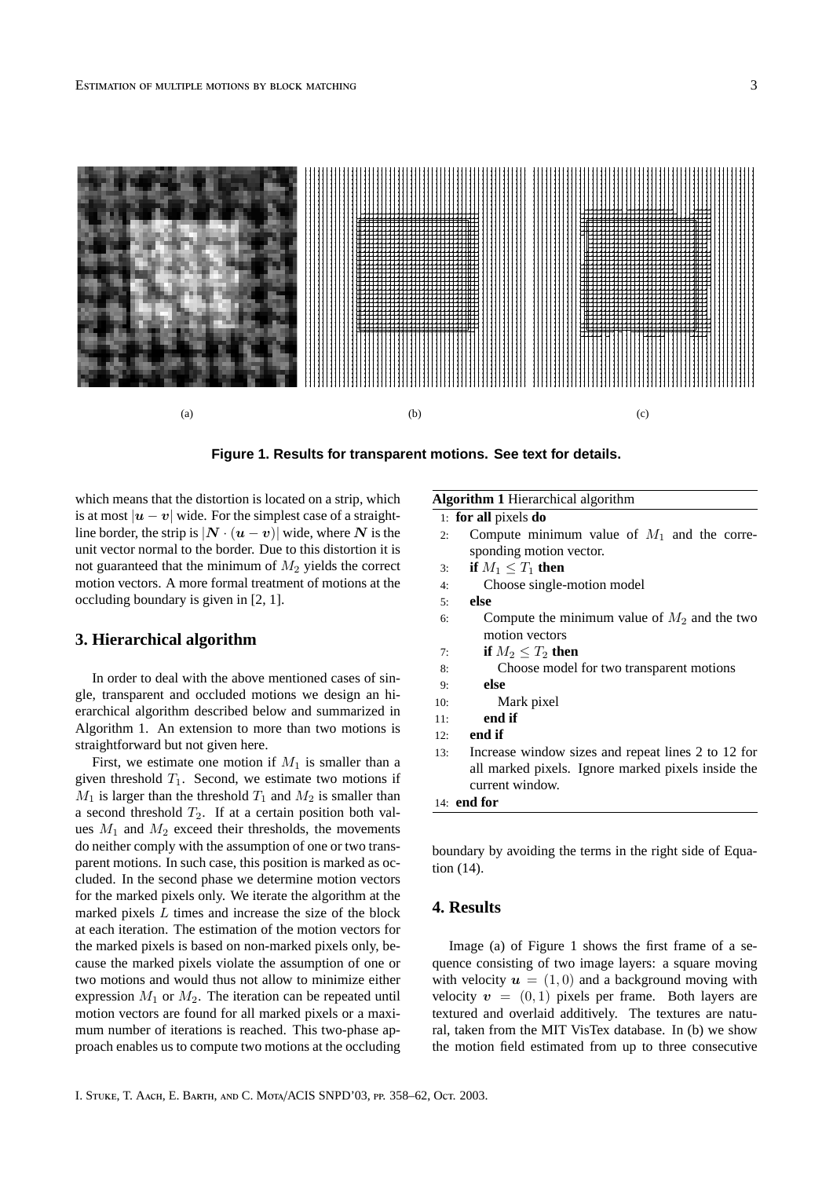(a) (b) (c)

**Figure 1. Results for transparent motions. See text for details.**

which means that the distortion is located on a strip, which is at most $|\boldsymbol{u} - \boldsymbol{v}|$ wide. For the simplest case of a straight-line border, the strip is $|\boldsymbol{N} \cdot (\boldsymbol{u} - \boldsymbol{v})|$ wide, where $\boldsymbol{N}$ is the unit vector normal to the border. Due to this distortion it is not guaranteed that the minimum of $M_2$ yields the correct motion vectors. A more formal treatment of motions at the occluding boundary is given in [2, 1].

## 3. Hierarchical algorithm

In order to deal with the above mentioned cases of single, transparent and occluded motions we design an hierarchical algorithm described below and summarized in Algorithm 1. An extension to more than two motions is straightforward but not given here.

First, we estimate one motion if $M_1$ is smaller than a given threshold $T_1$. Second, we estimate two motions if $M_1$ is larger than the threshold $T_1$ and $M_2$ is smaller than a second threshold $T_2$. If at a certain position both values $M_1$ and $M_2$ exceed their thresholds, the movements do neither comply with the assumption of one or two transparent motions. In such case, this position is marked as occluded. In the second phase we determine motion vectors for the marked pixels only. We iterate the algorithm at the marked pixels $L$ times and increase the size of the block at each iteration. The estimation of the motion vectors for the marked pixels is based on non-marked pixels only, because the marked pixels violate the assumption of one or two motions and would thus not allow to minimize either expression $M_1$ or $M_2$. The iteration can be repeated until motion vectors are found for all marked pixels or a maximum number of iterations is reached. This two-phase approach enables us to compute two motions at the occluding boundary by avoiding the terms in the right side of Equation (14).

**Algorithm 1** Hierarchical algorithm

```
1:  for all pixels do
2:    Compute minimum value of M1 and the corresponding motion vector.
3:    if M1 ≤ T1 then
4:      Choose single-motion model
5:    else
6:      Compute the minimum value of M2 and the two motion vectors
7:      if M2 ≤ T2 then
8:        Choose model for two transparent motions
9:      else
10:       Mark pixel
11:     end if
12:   end if
13:   Increase window sizes and repeat lines 2 to 12 for all marked pixels. Ignore marked pixels inside the current window.
14: end for
```

## 4. Results

Image (a) of Figure 1 shows the first frame of a sequence consisting of two image layers: a square moving with velocity $\boldsymbol{u} = (1, 0)$ and a background moving with velocity $\boldsymbol{v} = (0, 1)$ pixels per frame. Both layers are textured and overlaid additively. The textures are natural, taken from the MIT VisTex database. In (b) we show the motion field estimated from up to three consecutive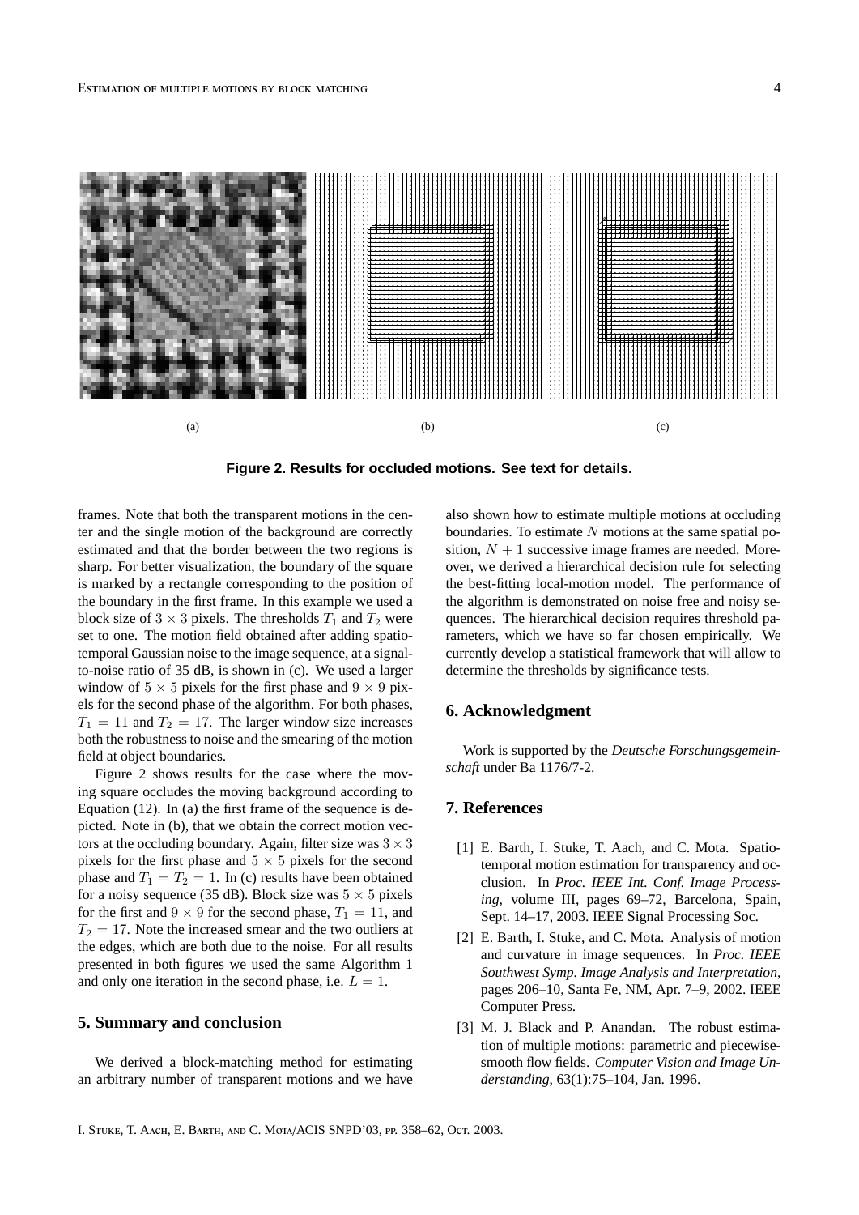(a) (b) (c)

**Figure 2. Results for occluded motions. See text for details.**

frames. Note that both the transparent motions in the center and the single motion of the background are correctly estimated and that the border between the two regions is sharp. For better visualization, the boundary of the square is marked by a rectangle corresponding to the position of the boundary in the first frame. In this example we used a block size of $3 \times 3$ pixels. The thresholds $T_1$ and $T_2$ were set to one. The motion field obtained after adding spatio-temporal Gaussian noise to the image sequence, at a signal-to-noise ratio of 35 dB, is shown in (c). We used a larger window of $5 \times 5$ pixels for the first phase and $9 \times 9$ pixels for the second phase of the algorithm. For both phases, $T_1 = 11$ and $T_2 = 17$. The larger window size increases both the robustness to noise and the smearing of the motion field at object boundaries.

Figure 2 shows results for the case where the moving square occludes the moving background according to Equation (12). In (a) the first frame of the sequence is depicted. Note in (b), that we obtain the correct motion vectors at the occluding boundary. Again, filter size was $3 \times 3$ pixels for the first phase and $5 \times 5$ pixels for the second phase and $T_1 = T_2 = 1$. In (c) results have been obtained for a noisy sequence (35 dB). Block size was $5 \times 5$ pixels for the first and $9 \times 9$ for the second phase, $T_1 = 11$, and $T_2 = 17$. Note the increased smear and the two outliers at the edges, which are both due to the noise. For all results presented in both figures we used the same Algorithm 1 and only one iteration in the second phase, i.e. $L = 1$.

## 5. Summary and conclusion

We derived a block-matching method for estimating an arbitrary number of transparent motions and we have also shown how to estimate multiple motions at occluding boundaries. To estimate $N$ motions at the same spatial position, $N + 1$ successive image frames are needed. Moreover, we derived a hierarchical decision rule for selecting the best-fitting local-motion model. The performance of the algorithm is demonstrated on noise free and noisy sequences. The hierarchical decision requires threshold parameters, which we have so far chosen empirically. We currently develop a statistical framework that will allow to determine the thresholds by significance tests.

## 6. Acknowledgment

Work is supported by the *Deutsche Forschungsgemeinschaft* under Ba 1176/7-2.

## 7. References

[1] E. Barth, I. Stuke, T. Aach, and C. Mota. Spatio-temporal motion estimation for transparency and occlusion. In *Proc. IEEE Int. Conf. Image Processing*, volume III, pages 69–72, Barcelona, Spain, Sept. 14–17, 2003. IEEE Signal Processing Soc.

[2] E. Barth, I. Stuke, and C. Mota. Analysis of motion and curvature in image sequences. In *Proc. IEEE Southwest Symp. Image Analysis and Interpretation*, pages 206–10, Santa Fe, NM, Apr. 7–9, 2002. IEEE Computer Press.

[3] M. J. Black and P. Anandan. The robust estimation of multiple motions: parametric and piecewise-smooth flow fields. *Computer Vision and Image Understanding*, 63(1):75–104, Jan. 1996.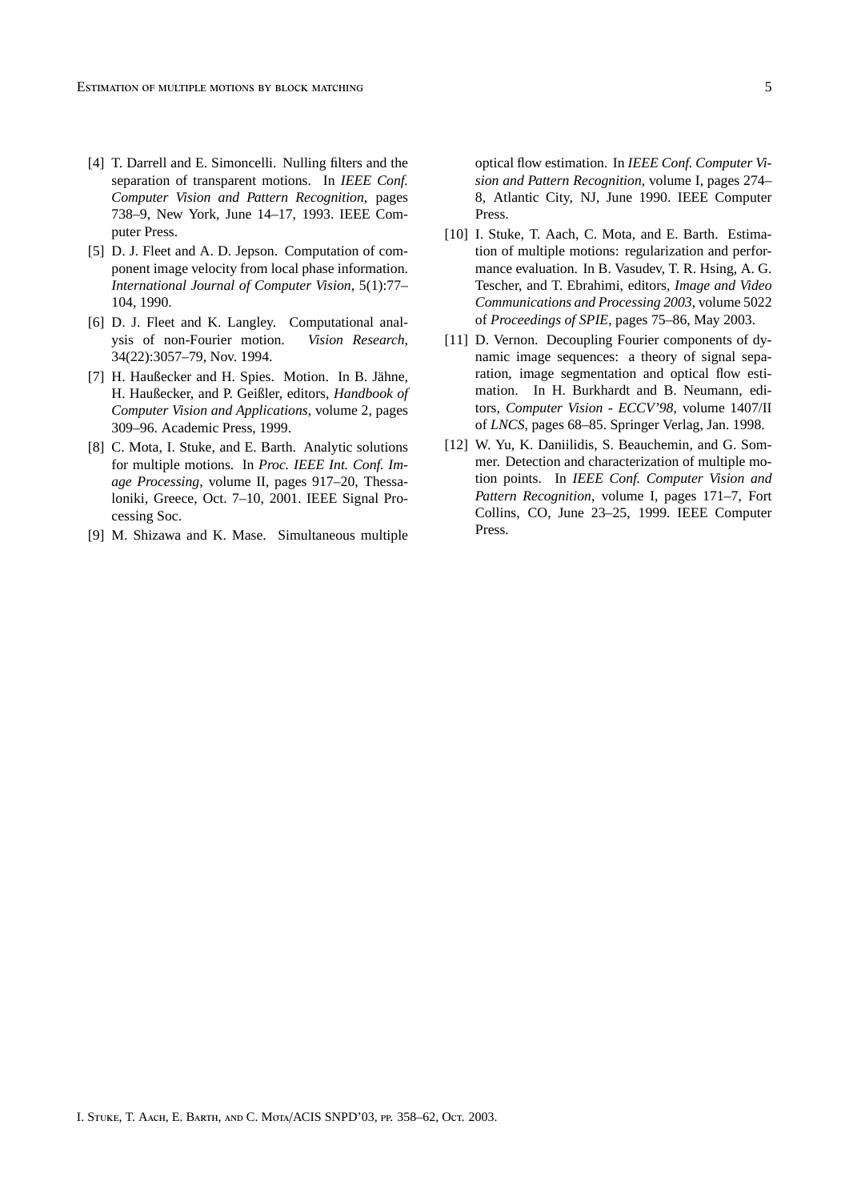[4] T. Darrell and E. Simoncelli. Nulling filters and the separation of transparent motions. In *IEEE Conf. Computer Vision and Pattern Recognition*, pages 738–9, New York, June 14–17, 1993. IEEE Computer Press.

[5] D. J. Fleet and A. D. Jepson. Computation of component image velocity from local phase information. *International Journal of Computer Vision*, 5(1):77–104, 1990.

[6] D. J. Fleet and K. Langley. Computational analysis of non-Fourier motion. *Vision Research*, 34(22):3057–79, Nov. 1994.

[7] H. Haußecker and H. Spies. Motion. In B. Jähne, H. Haußecker, and P. Geißler, editors, *Handbook of Computer Vision and Applications*, volume 2, pages 309–96. Academic Press, 1999.

[8] C. Mota, I. Stuke, and E. Barth. Analytic solutions for multiple motions. In *Proc. IEEE Int. Conf. Image Processing*, volume II, pages 917–20, Thessaloniki, Greece, Oct. 7–10, 2001. IEEE Signal Processing Soc.

[9] M. Shizawa and K. Mase. Simultaneous multiple optical flow estimation. In *IEEE Conf. Computer Vision and Pattern Recognition*, volume I, pages 274–8, Atlantic City, NJ, June 1990. IEEE Computer Press.

[10] I. Stuke, T. Aach, C. Mota, and E. Barth. Estimation of multiple motions: regularization and performance evaluation. In B. Vasudev, T. R. Hsing, A. G. Tescher, and T. Ebrahimi, editors, *Image and Video Communications and Processing 2003*, volume 5022 of *Proceedings of SPIE*, pages 75–86, May 2003.

[11] D. Vernon. Decoupling Fourier components of dynamic image sequences: a theory of signal separation, image segmentation and optical flow estimation. In H. Burkhardt and B. Neumann, editors, *Computer Vision - ECCV'98*, volume 1407/II of *LNCS*, pages 68–85. Springer Verlag, Jan. 1998.

[12] W. Yu, K. Daniilidis, S. Beauchemin, and G. Sommer. Detection and characterization of multiple motion points. In *IEEE Conf. Computer Vision and Pattern Recognition*, volume I, pages 171–7, Fort Collins, CO, June 23–25, 1999. IEEE Computer Press.